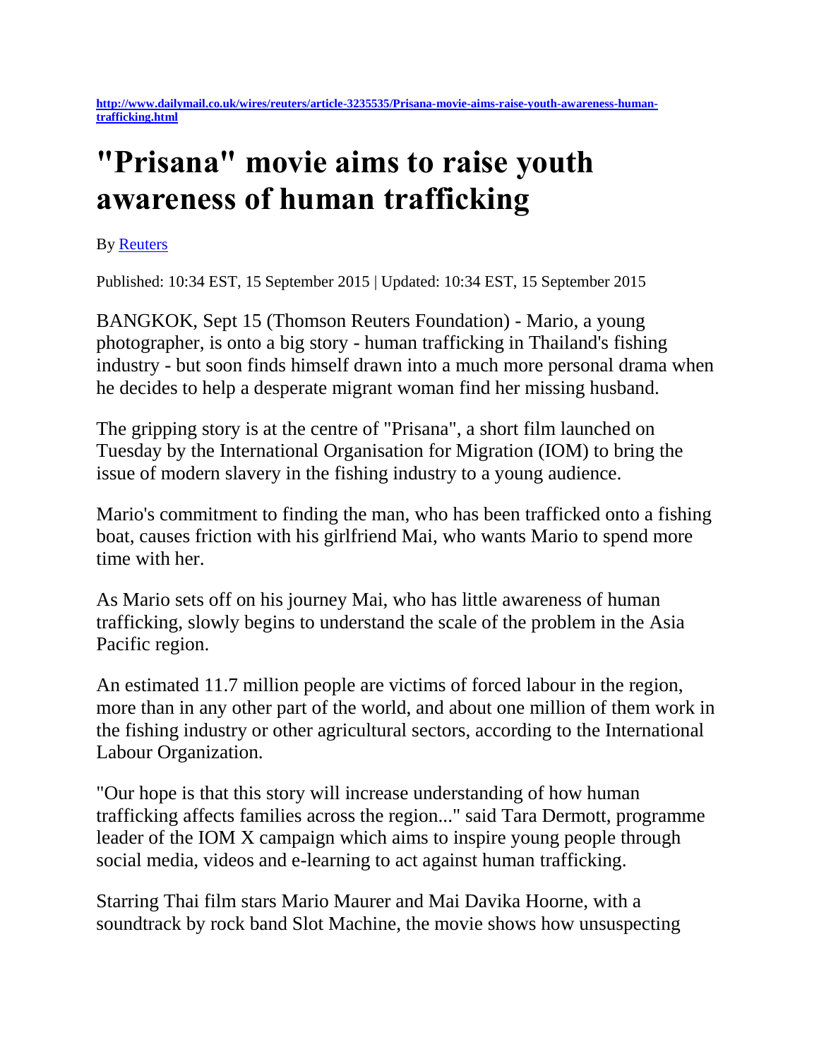[http://www.dailymail.co.uk/wires/reuters/article-3235535/Prisana-movie-aims-raise-youth-awareness-human-trafficking.html](http://www.dailymail.co.uk/wires/reuters/article-3235535/Prisana-movie-aims-raise-youth-awareness-human-trafficking.html)

# "Prisana" movie aims to raise youth awareness of human trafficking

By [Reuters](Reuters)

Published: 10:34 EST, 15 September 2015 | Updated: 10:34 EST, 15 September 2015

BANGKOK, Sept 15 (Thomson Reuters Foundation) - Mario, a young photographer, is onto a big story - human trafficking in Thailand's fishing industry - but soon finds himself drawn into a much more personal drama when he decides to help a desperate migrant woman find her missing husband.

The gripping story is at the centre of "Prisana", a short film launched on Tuesday by the International Organisation for Migration (IOM) to bring the issue of modern slavery in the fishing industry to a young audience.

Mario's commitment to finding the man, who has been trafficked onto a fishing boat, causes friction with his girlfriend Mai, who wants Mario to spend more time with her.

As Mario sets off on his journey Mai, who has little awareness of human trafficking, slowly begins to understand the scale of the problem in the Asia Pacific region.

An estimated 11.7 million people are victims of forced labour in the region, more than in any other part of the world, and about one million of them work in the fishing industry or other agricultural sectors, according to the International Labour Organization.

"Our hope is that this story will increase understanding of how human trafficking affects families across the region..." said Tara Dermott, programme leader of the IOM X campaign which aims to inspire young people through social media, videos and e-learning to act against human trafficking.

Starring Thai film stars Mario Maurer and Mai Davika Hoorne, with a soundtrack by rock band Slot Machine, the movie shows how unsuspecting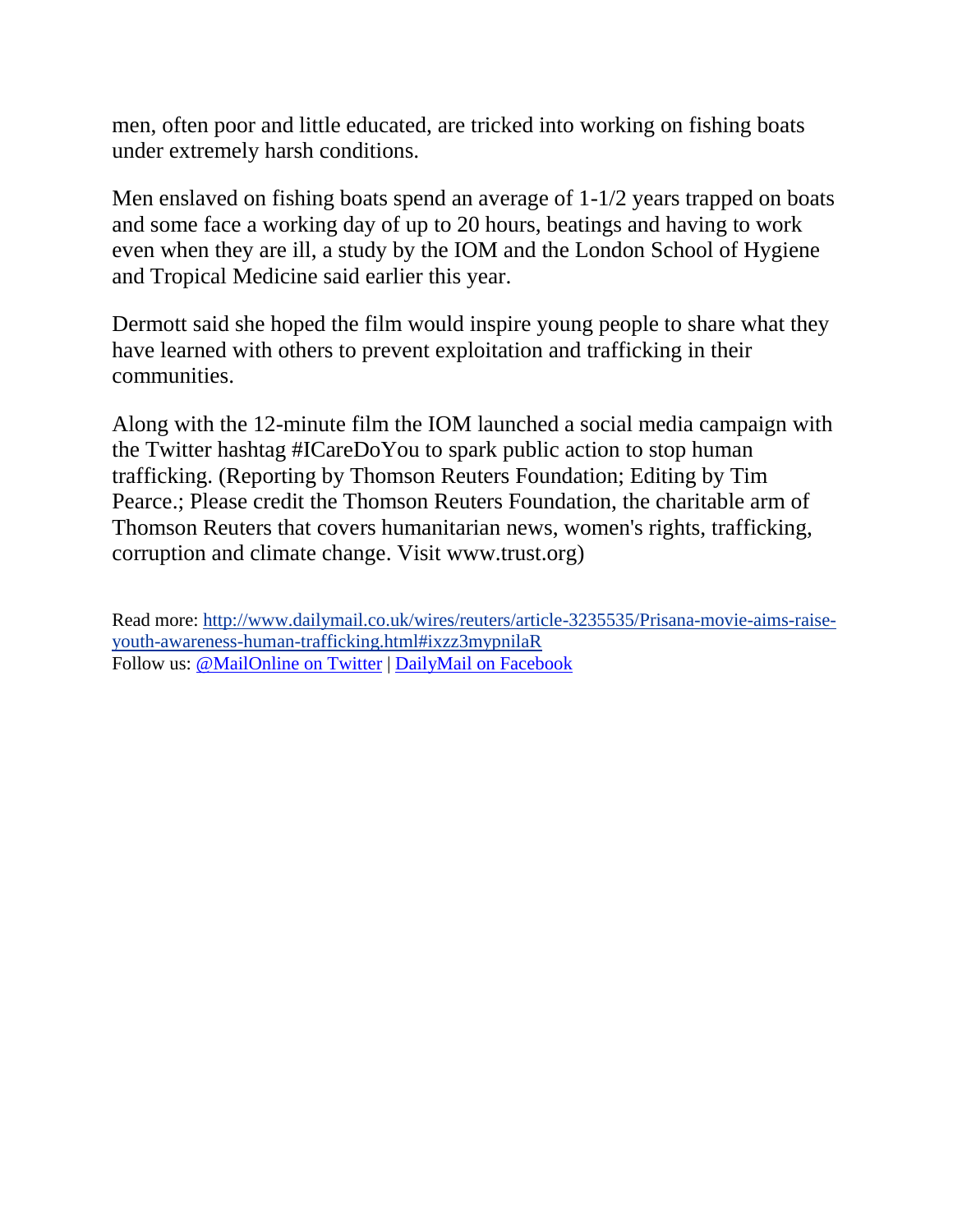men, often poor and little educated, are tricked into working on fishing boats under extremely harsh conditions.

Men enslaved on fishing boats spend an average of 1-1/2 years trapped on boats and some face a working day of up to 20 hours, beatings and having to work even when they are ill, a study by the IOM and the London School of Hygiene and Tropical Medicine said earlier this year.

Dermott said she hoped the film would inspire young people to share what they have learned with others to prevent exploitation and trafficking in their communities.

Along with the 12-minute film the IOM launched a social media campaign with the Twitter hashtag #ICareDoYou to spark public action to stop human trafficking. (Reporting by Thomson Reuters Foundation; Editing by Tim Pearce.; Please credit the Thomson Reuters Foundation, the charitable arm of Thomson Reuters that covers humanitarian news, women's rights, trafficking, corruption and climate change. Visit www.trust.org)

Read more: [http://www.dailymail.co.uk/wires/reuters/article-3235535/Prisana-movie-aims-raise-youth-awareness-human-trafficking.html#ixzz3mypnilaR](http://www.dailymail.co.uk/wires/reuters/article-3235535/Prisana-movie-aims-raise-youth-awareness-human-trafficking.html#ixzz3mypnilaR)
Follow us: @MailOnline on Twitter | DailyMail on Facebook